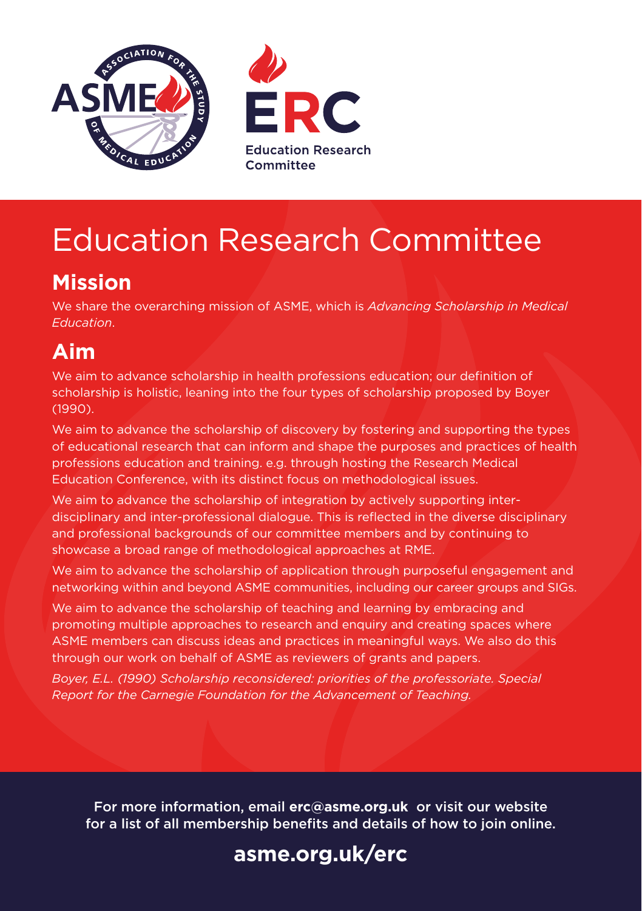ASSOCIATION FOR THE STUDY OF MEDICAL EDUCATION

ASME

ERC

Education Research Committee

# Education Research Committee

## Mission

We share the overarching mission of ASME, which is *Advancing Scholarship in Medical Education*.

## Aim

We aim to advance scholarship in health professions education; our definition of scholarship is holistic, leaning into the four types of scholarship proposed by Boyer (1990).

We aim to advance the scholarship of discovery by fostering and supporting the types of educational research that can inform and shape the purposes and practices of health professions education and training. e.g. through hosting the Research Medical Education Conference, with its distinct focus on methodological issues.

We aim to advance the scholarship of integration by actively supporting inter-disciplinary and inter-professional dialogue. This is reflected in the diverse disciplinary and professional backgrounds of our committee members and by continuing to showcase a broad range of methodological approaches at RME.

We aim to advance the scholarship of application through purposeful engagement and networking within and beyond ASME communities, including our career groups and SIGs.

We aim to advance the scholarship of teaching and learning by embracing and promoting multiple approaches to research and enquiry and creating spaces where ASME members can discuss ideas and practices in meaningful ways. We also do this through our work on behalf of ASME as reviewers of grants and papers.

*Boyer, E.L. (1990) Scholarship reconsidered: priorities of the professoriate. Special Report for the Carnegie Foundation for the Advancement of Teaching.*

For more information, email **erc@asme.org.uk** or visit our website for a list of all membership benefits and details of how to join online.

**asme.org.uk/erc**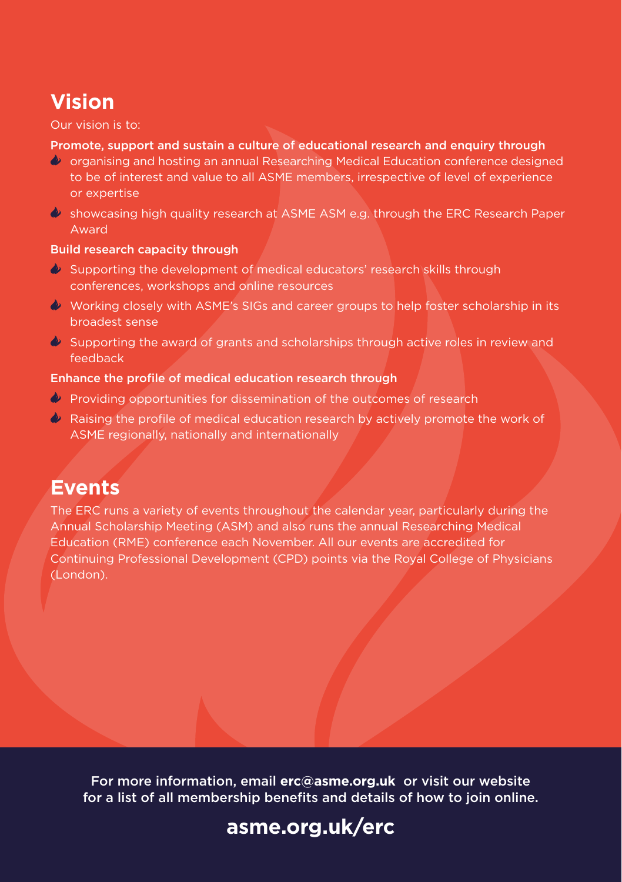## Vision

Our vision is to:

**Promote, support and sustain a culture of educational research and enquiry through**

- organising and hosting an annual Researching Medical Education conference designed to be of interest and value to all ASME members, irrespective of level of experience or expertise
- showcasing high quality research at ASME ASM e.g. through the ERC Research Paper Award

**Build research capacity through**

- Supporting the development of medical educators' research skills through conferences, workshops and online resources
- Working closely with ASME's SIGs and career groups to help foster scholarship in its broadest sense
- Supporting the award of grants and scholarships through active roles in review and feedback

**Enhance the profile of medical education research through**

- Providing opportunities for dissemination of the outcomes of research
- Raising the profile of medical education research by actively promote the work of ASME regionally, nationally and internationally

## Events

The ERC runs a variety of events throughout the calendar year, particularly during the Annual Scholarship Meeting (ASM) and also runs the annual Researching Medical Education (RME) conference each November. All our events are accredited for Continuing Professional Development (CPD) points via the Royal College of Physicians (London).

For more information, email **erc@asme.org.uk** or visit our website for a list of all membership benefits and details of how to join online.

**asme.org.uk/erc**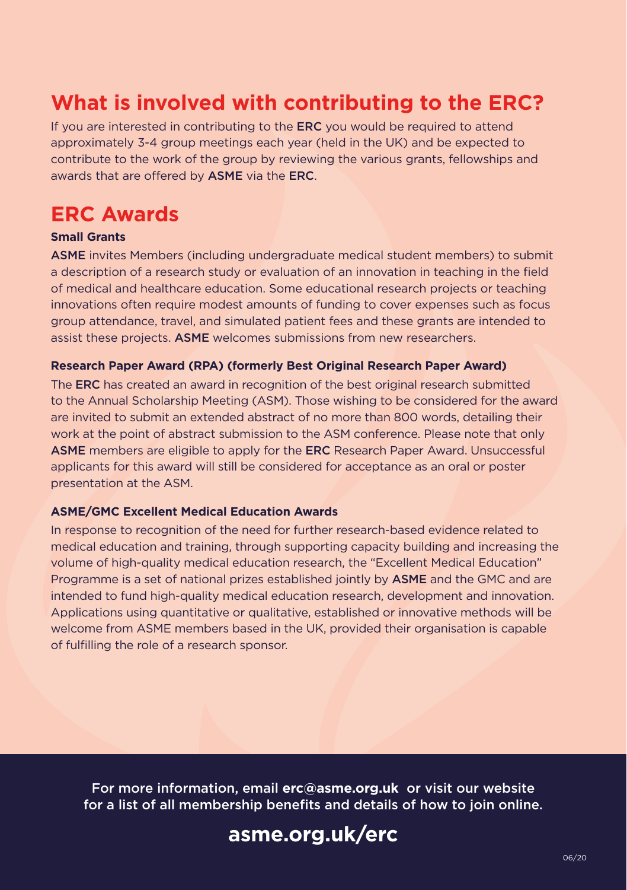## What is involved with contributing to the ERC?

If you are interested in contributing to the **ERC** you would be required to attend approximately 3-4 group meetings each year (held in the UK) and be expected to contribute to the work of the group by reviewing the various grants, fellowships and awards that are offered by **ASME** via the **ERC**.

## ERC Awards

### Small Grants

**ASME** invites Members (including undergraduate medical student members) to submit a description of a research study or evaluation of an innovation in teaching in the field of medical and healthcare education. Some educational research projects or teaching innovations often require modest amounts of funding to cover expenses such as focus group attendance, travel, and simulated patient fees and these grants are intended to assist these projects. **ASME** welcomes submissions from new researchers.

### Research Paper Award (RPA) (formerly Best Original Research Paper Award)

The **ERC** has created an award in recognition of the best original research submitted to the Annual Scholarship Meeting (ASM). Those wishing to be considered for the award are invited to submit an extended abstract of no more than 800 words, detailing their work at the point of abstract submission to the ASM conference. Please note that only **ASME** members are eligible to apply for the **ERC** Research Paper Award. Unsuccessful applicants for this award will still be considered for acceptance as an oral or poster presentation at the ASM.

### ASME/GMC Excellent Medical Education Awards

In response to recognition of the need for further research-based evidence related to medical education and training, through supporting capacity building and increasing the volume of high-quality medical education research, the "Excellent Medical Education" Programme is a set of national prizes established jointly by **ASME** and the GMC and are intended to fund high-quality medical education research, development and innovation. Applications using quantitative or qualitative, established or innovative methods will be welcome from ASME members based in the UK, provided their organisation is capable of fulfilling the role of a research sponsor.

For more information, email **erc@asme.org.uk** or visit our website for a list of all membership benefits and details of how to join online.

**asme.org.uk/erc**

06/20